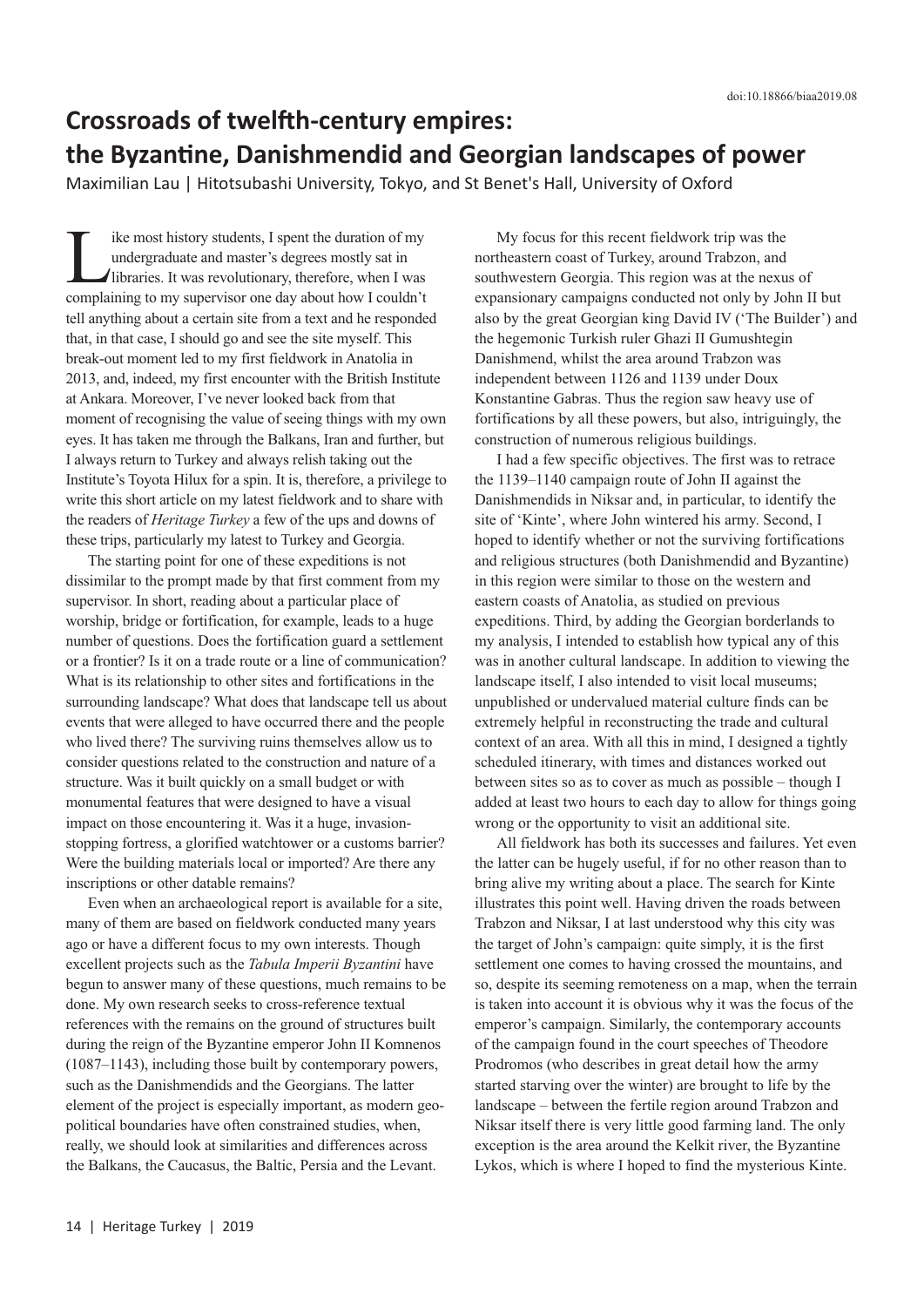doi:10.18866/biaa2019.08

# Crossroads of twelfth-century empires: the Byzantine, Danishmendid and Georgian landscapes of power

Maximilian Lau | Hitotsubashi University, Tokyo, and St Benet's Hall, University of Oxford

Like most history students, I spent the duration of my undergraduate and master's degrees mostly sat in libraries. It was revolutionary, therefore, when I was complaining to my supervisor one day about how I couldn't tell anything about a certain site from a text and he responded that, in that case, I should go and see the site myself. This break-out moment led to my first fieldwork in Anatolia in 2013, and, indeed, my first encounter with the British Institute at Ankara. Moreover, I've never looked back from that moment of recognising the value of seeing things with my own eyes. It has taken me through the Balkans, Iran and further, but I always return to Turkey and always relish taking out the Institute's Toyota Hilux for a spin. It is, therefore, a privilege to write this short article on my latest fieldwork and to share with the readers of *Heritage Turkey* a few of the ups and downs of these trips, particularly my latest to Turkey and Georgia.

The starting point for one of these expeditions is not dissimilar to the prompt made by that first comment from my supervisor. In short, reading about a particular place of worship, bridge or fortification, for example, leads to a huge number of questions. Does the fortification guard a settlement or a frontier? Is it on a trade route or a line of communication? What is its relationship to other sites and fortifications in the surrounding landscape? What does that landscape tell us about events that were alleged to have occurred there and the people who lived there? The surviving ruins themselves allow us to consider questions related to the construction and nature of a structure. Was it built quickly on a small budget or with monumental features that were designed to have a visual impact on those encountering it. Was it a huge, invasion-stopping fortress, a glorified watchtower or a customs barrier? Were the building materials local or imported? Are there any inscriptions or other datable remains?

Even when an archaeological report is available for a site, many of them are based on fieldwork conducted many years ago or have a different focus to my own interests. Though excellent projects such as the *Tabula Imperii Byzantini* have begun to answer many of these questions, much remains to be done. My own research seeks to cross-reference textual references with the remains on the ground of structures built during the reign of the Byzantine emperor John II Komnenos (1087–1143), including those built by contemporary powers, such as the Danishmendids and the Georgians. The latter element of the project is especially important, as modern geo-political boundaries have often constrained studies, when, really, we should look at similarities and differences across the Balkans, the Caucasus, the Baltic, Persia and the Levant.

My focus for this recent fieldwork trip was the northeastern coast of Turkey, around Trabzon, and southwestern Georgia. This region was at the nexus of expansionary campaigns conducted not only by John II but also by the great Georgian king David IV ('The Builder') and the hegemonic Turkish ruler Ghazi II Gumushtegin Danishmend, whilst the area around Trabzon was independent between 1126 and 1139 under Doux Konstantine Gabras. Thus the region saw heavy use of fortifications by all these powers, but also, intriguingly, the construction of numerous religious buildings.

I had a few specific objectives. The first was to retrace the 1139–1140 campaign route of John II against the Danishmendids in Niksar and, in particular, to identify the site of 'Kinte', where John wintered his army. Second, I hoped to identify whether or not the surviving fortifications and religious structures (both Danishmendid and Byzantine) in this region were similar to those on the western and eastern coasts of Anatolia, as studied on previous expeditions. Third, by adding the Georgian borderlands to my analysis, I intended to establish how typical any of this was in another cultural landscape. In addition to viewing the landscape itself, I also intended to visit local museums; unpublished or undervalued material culture finds can be extremely helpful in reconstructing the trade and cultural context of an area. With all this in mind, I designed a tightly scheduled itinerary, with times and distances worked out between sites so as to cover as much as possible – though I added at least two hours to each day to allow for things going wrong or the opportunity to visit an additional site.

All fieldwork has both its successes and failures. Yet even the latter can be hugely useful, if for no other reason than to bring alive my writing about a place. The search for Kinte illustrates this point well. Having driven the roads between Trabzon and Niksar, I at last understood why this city was the target of John's campaign: quite simply, it is the first settlement one comes to having crossed the mountains, and so, despite its seeming remoteness on a map, when the terrain is taken into account it is obvious why it was the focus of the emperor's campaign. Similarly, the contemporary accounts of the campaign found in the court speeches of Theodore Prodromos (who describes in great detail how the army started starving over the winter) are brought to life by the landscape – between the fertile region around Trabzon and Niksar itself there is very little good farming land. The only exception is the area around the Kelkit river, the Byzantine Lykos, which is where I hoped to find the mysterious Kinte.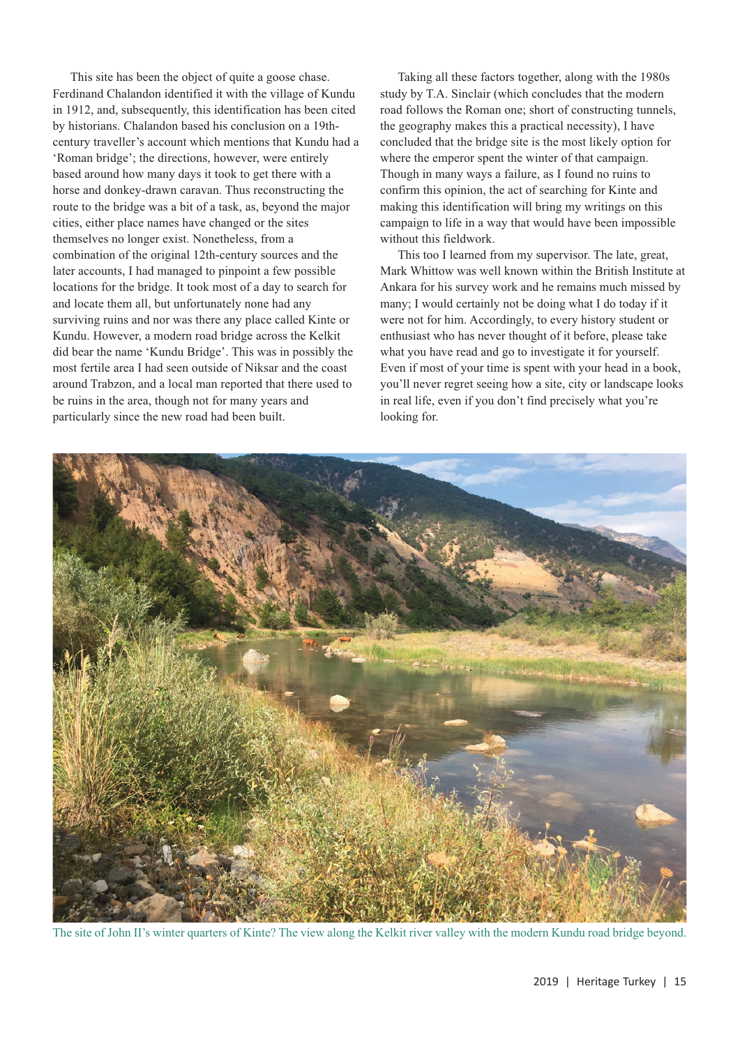This site has been the object of quite a goose chase. Ferdinand Chalandon identified it with the village of Kundu in 1912, and, subsequently, this identification has been cited by historians. Chalandon based his conclusion on a 19th-century traveller's account which mentions that Kundu had a 'Roman bridge'; the directions, however, were entirely based around how many days it took to get there with a horse and donkey-drawn caravan. Thus reconstructing the route to the bridge was a bit of a task, as, beyond the major cities, either place names have changed or the sites themselves no longer exist. Nonetheless, from a combination of the original 12th-century sources and the later accounts, I had managed to pinpoint a few possible locations for the bridge. It took most of a day to search for and locate them all, but unfortunately none had any surviving ruins and nor was there any place called Kinte or Kundu. However, a modern road bridge across the Kelkit did bear the name 'Kundu Bridge'. This was in possibly the most fertile area I had seen outside of Niksar and the coast around Trabzon, and a local man reported that there used to be ruins in the area, though not for many years and particularly since the new road had been built.

Taking all these factors together, along with the 1980s study by T.A. Sinclair (which concludes that the modern road follows the Roman one; short of constructing tunnels, the geography makes this a practical necessity), I have concluded that the bridge site is the most likely option for where the emperor spent the winter of that campaign. Though in many ways a failure, as I found no ruins to confirm this opinion, the act of searching for Kinte and making this identification will bring my writings on this campaign to life in a way that would have been impossible without this fieldwork.

This too I learned from my supervisor. The late, great, Mark Whittow was well known within the British Institute at Ankara for his survey work and he remains much missed by many; I would certainly not be doing what I do today if it were not for him. Accordingly, to every history student or enthusiast who has never thought of it before, please take what you have read and go to investigate it for yourself. Even if most of your time is spent with your head in a book, you'll never regret seeing how a site, city or landscape looks in real life, even if you don't find precisely what you're looking for.

The site of John II's winter quarters of Kinte? The view along the Kelkit river valley with the modern Kundu road bridge beyond.